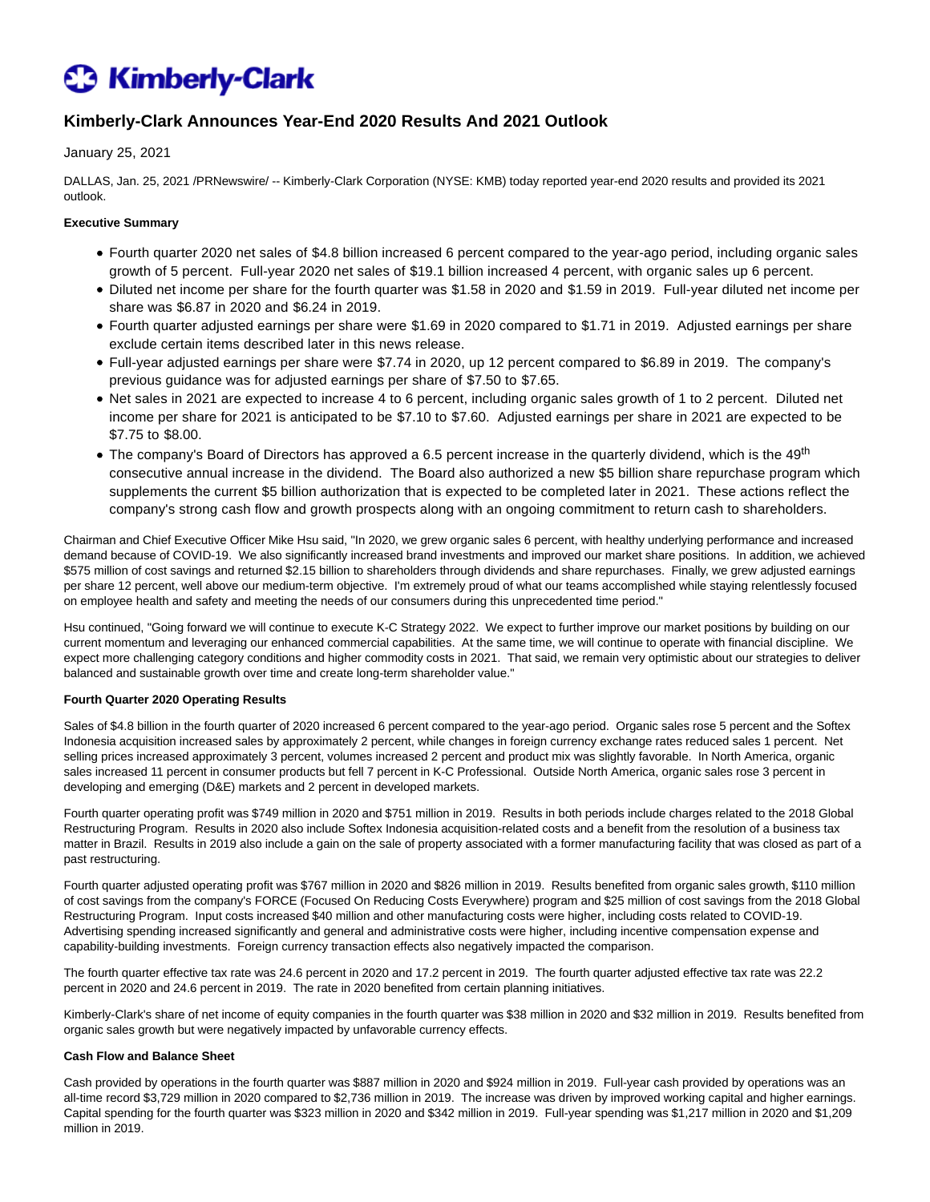# Kimberly-Clark Announces Year-End 2020 Results And 2021 Outlook

January 25, 2021

DALLAS, Jan. 25, 2021 /PRNewswire/ -- Kimberly-Clark Corporation (NYSE: KMB) today reported year-end 2020 results and provided its 2021 outlook.

**Executive Summary**

- Fourth quarter 2020 net sales of $4.8 billion increased 6 percent compared to the year-ago period, including organic sales growth of 5 percent. Full-year 2020 net sales of $19.1 billion increased 4 percent, with organic sales up 6 percent.
- Diluted net income per share for the fourth quarter was $1.58 in 2020 and $1.59 in 2019. Full-year diluted net income per share was $6.87 in 2020 and $6.24 in 2019.
- Fourth quarter adjusted earnings per share were $1.69 in 2020 compared to $1.71 in 2019. Adjusted earnings per share exclude certain items described later in this news release.
- Full-year adjusted earnings per share were $7.74 in 2020, up 12 percent compared to $6.89 in 2019. The company's previous guidance was for adjusted earnings per share of $7.50 to $7.65.
- Net sales in 2021 are expected to increase 4 to 6 percent, including organic sales growth of 1 to 2 percent. Diluted net income per share for 2021 is anticipated to be $7.10 to $7.60. Adjusted earnings per share in 2021 are expected to be $7.75 to $8.00.
- The company's Board of Directors has approved a 6.5 percent increase in the quarterly dividend, which is the 49th consecutive annual increase in the dividend. The Board also authorized a new $5 billion share repurchase program which supplements the current $5 billion authorization that is expected to be completed later in 2021. These actions reflect the company's strong cash flow and growth prospects along with an ongoing commitment to return cash to shareholders.

Chairman and Chief Executive Officer Mike Hsu said, "In 2020, we grew organic sales 6 percent, with healthy underlying performance and increased demand because of COVID-19. We also significantly increased brand investments and improved our market share positions. In addition, we achieved $575 million of cost savings and returned $2.15 billion to shareholders through dividends and share repurchases. Finally, we grew adjusted earnings per share 12 percent, well above our medium-term objective. I'm extremely proud of what our teams accomplished while staying relentlessly focused on employee health and safety and meeting the needs of our consumers during this unprecedented time period."

Hsu continued, "Going forward we will continue to execute K-C Strategy 2022. We expect to further improve our market positions by building on our current momentum and leveraging our enhanced commercial capabilities. At the same time, we will continue to operate with financial discipline. We expect more challenging category conditions and higher commodity costs in 2021. That said, we remain very optimistic about our strategies to deliver balanced and sustainable growth over time and create long-term shareholder value."

**Fourth Quarter 2020 Operating Results**

Sales of $4.8 billion in the fourth quarter of 2020 increased 6 percent compared to the year-ago period. Organic sales rose 5 percent and the Softex Indonesia acquisition increased sales by approximately 2 percent, while changes in foreign currency exchange rates reduced sales 1 percent. Net selling prices increased approximately 3 percent, volumes increased 2 percent and product mix was slightly favorable. In North America, organic sales increased 11 percent in consumer products but fell 7 percent in K-C Professional. Outside North America, organic sales rose 3 percent in developing and emerging (D&E) markets and 2 percent in developed markets.

Fourth quarter operating profit was $749 million in 2020 and $751 million in 2019. Results in both periods include charges related to the 2018 Global Restructuring Program. Results in 2020 also include Softex Indonesia acquisition-related costs and a benefit from the resolution of a business tax matter in Brazil. Results in 2019 also include a gain on the sale of property associated with a former manufacturing facility that was closed as part of a past restructuring.

Fourth quarter adjusted operating profit was $767 million in 2020 and $826 million in 2019. Results benefited from organic sales growth, $110 million of cost savings from the company's FORCE (Focused On Reducing Costs Everywhere) program and $25 million of cost savings from the 2018 Global Restructuring Program. Input costs increased $40 million and other manufacturing costs were higher, including costs related to COVID-19. Advertising spending increased significantly and general and administrative costs were higher, including incentive compensation expense and capability-building investments. Foreign currency transaction effects also negatively impacted the comparison.

The fourth quarter effective tax rate was 24.6 percent in 2020 and 17.2 percent in 2019. The fourth quarter adjusted effective tax rate was 22.2 percent in 2020 and 24.6 percent in 2019. The rate in 2020 benefited from certain planning initiatives.

Kimberly-Clark's share of net income of equity companies in the fourth quarter was $38 million in 2020 and $32 million in 2019. Results benefited from organic sales growth but were negatively impacted by unfavorable currency effects.

**Cash Flow and Balance Sheet**

Cash provided by operations in the fourth quarter was $887 million in 2020 and $924 million in 2019. Full-year cash provided by operations was an all-time record $3,729 million in 2020 compared to $2,736 million in 2019. The increase was driven by improved working capital and higher earnings. Capital spending for the fourth quarter was $323 million in 2020 and $342 million in 2019. Full-year spending was $1,217 million in 2020 and $1,209 million in 2019.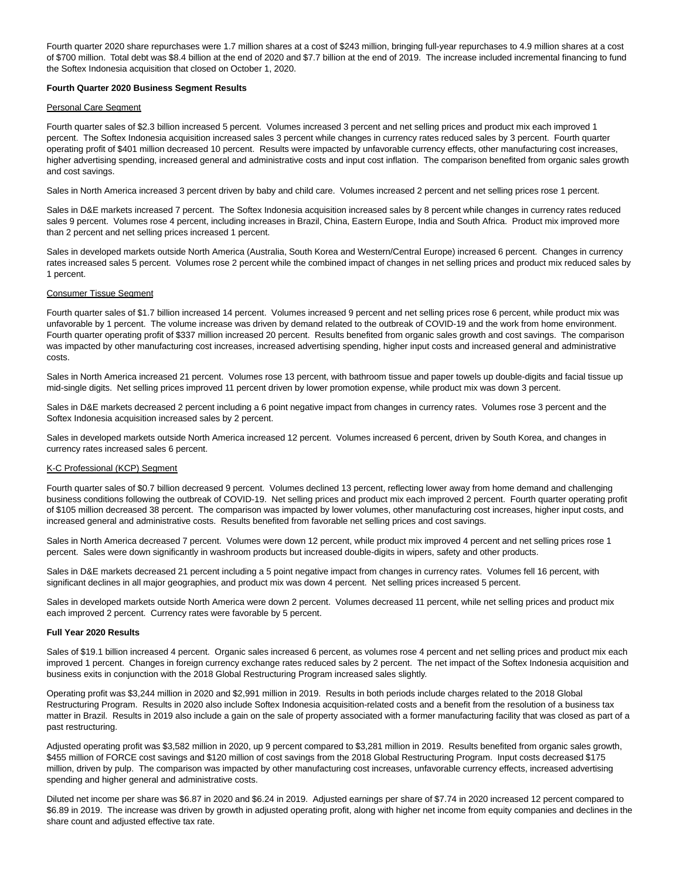Fourth quarter 2020 share repurchases were 1.7 million shares at a cost of $243 million, bringing full-year repurchases to 4.9 million shares at a cost of $700 million. Total debt was $8.4 billion at the end of 2020 and $7.7 billion at the end of 2019. The increase included incremental financing to fund the Softex Indonesia acquisition that closed on October 1, 2020.

**Fourth Quarter 2020 Business Segment Results**

Personal Care Segment

Fourth quarter sales of $2.3 billion increased 5 percent. Volumes increased 3 percent and net selling prices and product mix each improved 1 percent. The Softex Indonesia acquisition increased sales 3 percent while changes in currency rates reduced sales by 3 percent. Fourth quarter operating profit of $401 million decreased 10 percent. Results were impacted by unfavorable currency effects, other manufacturing cost increases, higher advertising spending, increased general and administrative costs and input cost inflation. The comparison benefited from organic sales growth and cost savings.

Sales in North America increased 3 percent driven by baby and child care. Volumes increased 2 percent and net selling prices rose 1 percent.

Sales in D&E markets increased 7 percent. The Softex Indonesia acquisition increased sales by 8 percent while changes in currency rates reduced sales 9 percent. Volumes rose 4 percent, including increases in Brazil, China, Eastern Europe, India and South Africa. Product mix improved more than 2 percent and net selling prices increased 1 percent.

Sales in developed markets outside North America (Australia, South Korea and Western/Central Europe) increased 6 percent. Changes in currency rates increased sales 5 percent. Volumes rose 2 percent while the combined impact of changes in net selling prices and product mix reduced sales by 1 percent.

Consumer Tissue Segment

Fourth quarter sales of $1.7 billion increased 14 percent. Volumes increased 9 percent and net selling prices rose 6 percent, while product mix was unfavorable by 1 percent. The volume increase was driven by demand related to the outbreak of COVID-19 and the work from home environment. Fourth quarter operating profit of $337 million increased 20 percent. Results benefited from organic sales growth and cost savings. The comparison was impacted by other manufacturing cost increases, increased advertising spending, higher input costs and increased general and administrative costs.

Sales in North America increased 21 percent. Volumes rose 13 percent, with bathroom tissue and paper towels up double-digits and facial tissue up mid-single digits. Net selling prices improved 11 percent driven by lower promotion expense, while product mix was down 3 percent.

Sales in D&E markets decreased 2 percent including a 6 point negative impact from changes in currency rates. Volumes rose 3 percent and the Softex Indonesia acquisition increased sales by 2 percent.

Sales in developed markets outside North America increased 12 percent. Volumes increased 6 percent, driven by South Korea, and changes in currency rates increased sales 6 percent.

K-C Professional (KCP) Segment

Fourth quarter sales of $0.7 billion decreased 9 percent. Volumes declined 13 percent, reflecting lower away from home demand and challenging business conditions following the outbreak of COVID-19. Net selling prices and product mix each improved 2 percent. Fourth quarter operating profit of $105 million decreased 38 percent. The comparison was impacted by lower volumes, other manufacturing cost increases, higher input costs, and increased general and administrative costs. Results benefited from favorable net selling prices and cost savings.

Sales in North America decreased 7 percent. Volumes were down 12 percent, while product mix improved 4 percent and net selling prices rose 1 percent. Sales were down significantly in washroom products but increased double-digits in wipers, safety and other products.

Sales in D&E markets decreased 21 percent including a 5 point negative impact from changes in currency rates. Volumes fell 16 percent, with significant declines in all major geographies, and product mix was down 4 percent. Net selling prices increased 5 percent.

Sales in developed markets outside North America were down 2 percent. Volumes decreased 11 percent, while net selling prices and product mix each improved 2 percent. Currency rates were favorable by 5 percent.

**Full Year 2020 Results**

Sales of $19.1 billion increased 4 percent. Organic sales increased 6 percent, as volumes rose 4 percent and net selling prices and product mix each improved 1 percent. Changes in foreign currency exchange rates reduced sales by 2 percent. The net impact of the Softex Indonesia acquisition and business exits in conjunction with the 2018 Global Restructuring Program increased sales slightly.

Operating profit was $3,244 million in 2020 and $2,991 million in 2019. Results in both periods include charges related to the 2018 Global Restructuring Program. Results in 2020 also include Softex Indonesia acquisition-related costs and a benefit from the resolution of a business tax matter in Brazil. Results in 2019 also include a gain on the sale of property associated with a former manufacturing facility that was closed as part of a past restructuring.

Adjusted operating profit was $3,582 million in 2020, up 9 percent compared to $3,281 million in 2019. Results benefited from organic sales growth, $455 million of FORCE cost savings and $120 million of cost savings from the 2018 Global Restructuring Program. Input costs decreased $175 million, driven by pulp. The comparison was impacted by other manufacturing cost increases, unfavorable currency effects, increased advertising spending and higher general and administrative costs.

Diluted net income per share was $6.87 in 2020 and $6.24 in 2019. Adjusted earnings per share of $7.74 in 2020 increased 12 percent compared to $6.89 in 2019. The increase was driven by growth in adjusted operating profit, along with higher net income from equity companies and declines in the share count and adjusted effective tax rate.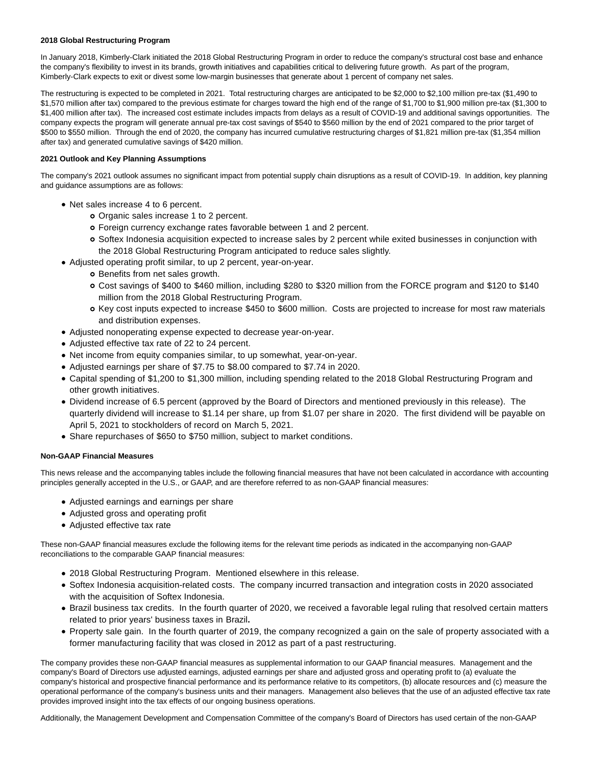**2018 Global Restructuring Program**

In January 2018, Kimberly-Clark initiated the 2018 Global Restructuring Program in order to reduce the company's structural cost base and enhance the company's flexibility to invest in its brands, growth initiatives and capabilities critical to delivering future growth. As part of the program, Kimberly-Clark expects to exit or divest some low-margin businesses that generate about 1 percent of company net sales.

The restructuring is expected to be completed in 2021. Total restructuring charges are anticipated to be $2,000 to $2,100 million pre-tax ($1,490 to $1,570 million after tax) compared to the previous estimate for charges toward the high end of the range of $1,700 to $1,900 million pre-tax ($1,300 to $1,400 million after tax). The increased cost estimate includes impacts from delays as a result of COVID-19 and additional savings opportunities. The company expects the program will generate annual pre-tax cost savings of $540 to $560 million by the end of 2021 compared to the prior target of $500 to $550 million. Through the end of 2020, the company has incurred cumulative restructuring charges of $1,821 million pre-tax ($1,354 million after tax) and generated cumulative savings of $420 million.

**2021 Outlook and Key Planning Assumptions**

The company's 2021 outlook assumes no significant impact from potential supply chain disruptions as a result of COVID-19. In addition, key planning and guidance assumptions are as follows:

- Net sales increase 4 to 6 percent.
  - Organic sales increase 1 to 2 percent.
  - Foreign currency exchange rates favorable between 1 and 2 percent.
  - Softex Indonesia acquisition expected to increase sales by 2 percent while exited businesses in conjunction with the 2018 Global Restructuring Program anticipated to reduce sales slightly.
- Adjusted operating profit similar, to up 2 percent, year-on-year.
  - Benefits from net sales growth.
  - Cost savings of $400 to $460 million, including $280 to $320 million from the FORCE program and $120 to $140 million from the 2018 Global Restructuring Program.
  - Key cost inputs expected to increase $450 to $600 million. Costs are projected to increase for most raw materials and distribution expenses.
- Adjusted nonoperating expense expected to decrease year-on-year.
- Adjusted effective tax rate of 22 to 24 percent.
- Net income from equity companies similar, to up somewhat, year-on-year.
- Adjusted earnings per share of $7.75 to $8.00 compared to $7.74 in 2020.
- Capital spending of $1,200 to $1,300 million, including spending related to the 2018 Global Restructuring Program and other growth initiatives.
- Dividend increase of 6.5 percent (approved by the Board of Directors and mentioned previously in this release). The quarterly dividend will increase to $1.14 per share, up from $1.07 per share in 2020. The first dividend will be payable on April 5, 2021 to stockholders of record on March 5, 2021.
- Share repurchases of $650 to $750 million, subject to market conditions.

**Non-GAAP Financial Measures**

This news release and the accompanying tables include the following financial measures that have not been calculated in accordance with accounting principles generally accepted in the U.S., or GAAP, and are therefore referred to as non-GAAP financial measures:

- Adjusted earnings and earnings per share
- Adjusted gross and operating profit
- Adjusted effective tax rate

These non-GAAP financial measures exclude the following items for the relevant time periods as indicated in the accompanying non-GAAP reconciliations to the comparable GAAP financial measures:

- 2018 Global Restructuring Program. Mentioned elsewhere in this release.
- Softex Indonesia acquisition-related costs. The company incurred transaction and integration costs in 2020 associated with the acquisition of Softex Indonesia.
- Brazil business tax credits. In the fourth quarter of 2020, we received a favorable legal ruling that resolved certain matters related to prior years' business taxes in Brazil**.**
- Property sale gain. In the fourth quarter of 2019, the company recognized a gain on the sale of property associated with a former manufacturing facility that was closed in 2012 as part of a past restructuring.

The company provides these non-GAAP financial measures as supplemental information to our GAAP financial measures. Management and the company's Board of Directors use adjusted earnings, adjusted earnings per share and adjusted gross and operating profit to (a) evaluate the company's historical and prospective financial performance and its performance relative to its competitors, (b) allocate resources and (c) measure the operational performance of the company's business units and their managers. Management also believes that the use of an adjusted effective tax rate provides improved insight into the tax effects of our ongoing business operations.

Additionally, the Management Development and Compensation Committee of the company's Board of Directors has used certain of the non-GAAP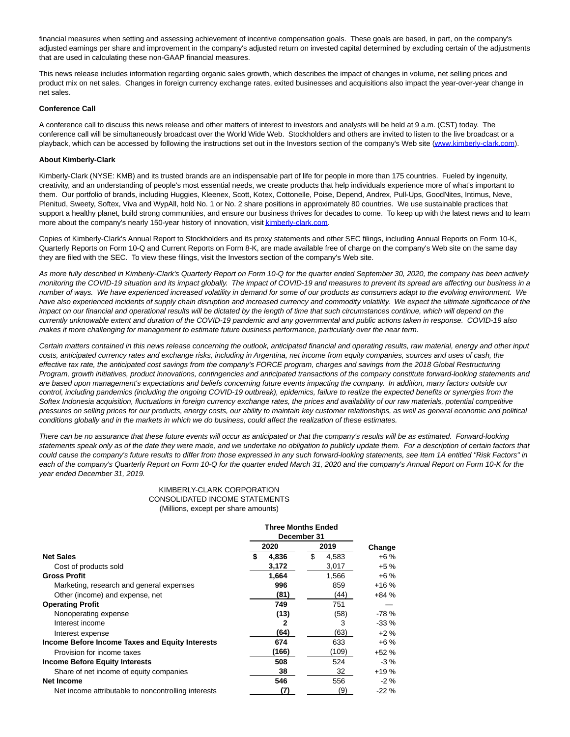financial measures when setting and assessing achievement of incentive compensation goals. These goals are based, in part, on the company's adjusted earnings per share and improvement in the company's adjusted return on invested capital determined by excluding certain of the adjustments that are used in calculating these non-GAAP financial measures.

This news release includes information regarding organic sales growth, which describes the impact of changes in volume, net selling prices and product mix on net sales. Changes in foreign currency exchange rates, exited businesses and acquisitions also impact the year-over-year change in net sales.

**Conference Call**

A conference call to discuss this news release and other matters of interest to investors and analysts will be held at 9 a.m. (CST) today. The conference call will be simultaneously broadcast over the World Wide Web. Stockholders and others are invited to listen to the live broadcast or a playback, which can be accessed by following the instructions set out in the Investors section of the company's Web site (www.kimberly-clark.com).

**About Kimberly-Clark**

Kimberly-Clark (NYSE: KMB) and its trusted brands are an indispensable part of life for people in more than 175 countries. Fueled by ingenuity, creativity, and an understanding of people's most essential needs, we create products that help individuals experience more of what's important to them. Our portfolio of brands, including Huggies, Kleenex, Scott, Kotex, Cottonelle, Poise, Depend, Andrex, Pull-Ups, GoodNites, Intimus, Neve, Plenitud, Sweety, Softex, Viva and WypAll, hold No. 1 or No. 2 share positions in approximately 80 countries. We use sustainable practices that support a healthy planet, build strong communities, and ensure our business thrives for decades to come. To keep up with the latest news and to learn more about the company's nearly 150-year history of innovation, visit kimberly-clark.com.

Copies of Kimberly-Clark's Annual Report to Stockholders and its proxy statements and other SEC filings, including Annual Reports on Form 10-K, Quarterly Reports on Form 10-Q and Current Reports on Form 8-K, are made available free of charge on the company's Web site on the same day they are filed with the SEC. To view these filings, visit the Investors section of the company's Web site.

*As more fully described in Kimberly-Clark's Quarterly Report on Form 10-Q for the quarter ended September 30, 2020, the company has been actively monitoring the COVID-19 situation and its impact globally. The impact of COVID-19 and measures to prevent its spread are affecting our business in a number of ways. We have experienced increased volatility in demand for some of our products as consumers adapt to the evolving environment. We have also experienced incidents of supply chain disruption and increased currency and commodity volatility. We expect the ultimate significance of the impact on our financial and operational results will be dictated by the length of time that such circumstances continue, which will depend on the currently unknowable extent and duration of the COVID-19 pandemic and any governmental and public actions taken in response. COVID-19 also makes it more challenging for management to estimate future business performance, particularly over the near term.*

*Certain matters contained in this news release concerning the outlook, anticipated financial and operating results, raw material, energy and other input costs, anticipated currency rates and exchange risks, including in Argentina, net income from equity companies, sources and uses of cash, the effective tax rate, the anticipated cost savings from the company's FORCE program, charges and savings from the 2018 Global Restructuring Program, growth initiatives, product innovations, contingencies and anticipated transactions of the company constitute forward-looking statements and are based upon management's expectations and beliefs concerning future events impacting the company. In addition, many factors outside our control, including pandemics (including the ongoing COVID-19 outbreak), epidemics, failure to realize the expected benefits or synergies from the Softex Indonesia acquisition, fluctuations in foreign currency exchange rates, the prices and availability of our raw materials, potential competitive pressures on selling prices for our products, energy costs, our ability to maintain key customer relationships, as well as general economic and political conditions globally and in the markets in which we do business, could affect the realization of these estimates.*

*There can be no assurance that these future events will occur as anticipated or that the company's results will be as estimated. Forward-looking statements speak only as of the date they were made, and we undertake no obligation to publicly update them. For a description of certain factors that could cause the company's future results to differ from those expressed in any such forward-looking statements, see Item 1A entitled "Risk Factors" in each of the company's Quarterly Report on Form 10-Q for the quarter ended March 31, 2020 and the company's Annual Report on Form 10-K for the year ended December 31, 2019.*

KIMBERLY-CLARK CORPORATION
CONSOLIDATED INCOME STATEMENTS
(Millions, except per share amounts)

| | Three Months Ended December 31 | | |
|---|---|---|---|
| | **2020** | 2019 | **Change** |
| **Net Sales** | **$ 4,836** | $ 4,583 | +6 % |
| Cost of products sold | **3,172** | 3,017 | +5 % |
| **Gross Profit** | **1,664** | 1,566 | +6 % |
| Marketing, research and general expenses | **996** | 859 | +16 % |
| Other (income) and expense, net | **(81)** | (44) | +84 % |
| **Operating Profit** | **749** | 751 | — |
| Nonoperating expense | **(13)** | (58) | -78 % |
| Interest income | **2** | 3 | -33 % |
| Interest expense | **(64)** | (63) | +2 % |
| **Income Before Income Taxes and Equity Interests** | **674** | 633 | +6 % |
| Provision for income taxes | **(166)** | (109) | +52 % |
| **Income Before Equity Interests** | **508** | 524 | -3 % |
| Share of net income of equity companies | **38** | 32 | +19 % |
| **Net Income** | **546** | 556 | -2 % |
| Net income attributable to noncontrolling interests | **(7)** | (9) | -22 % |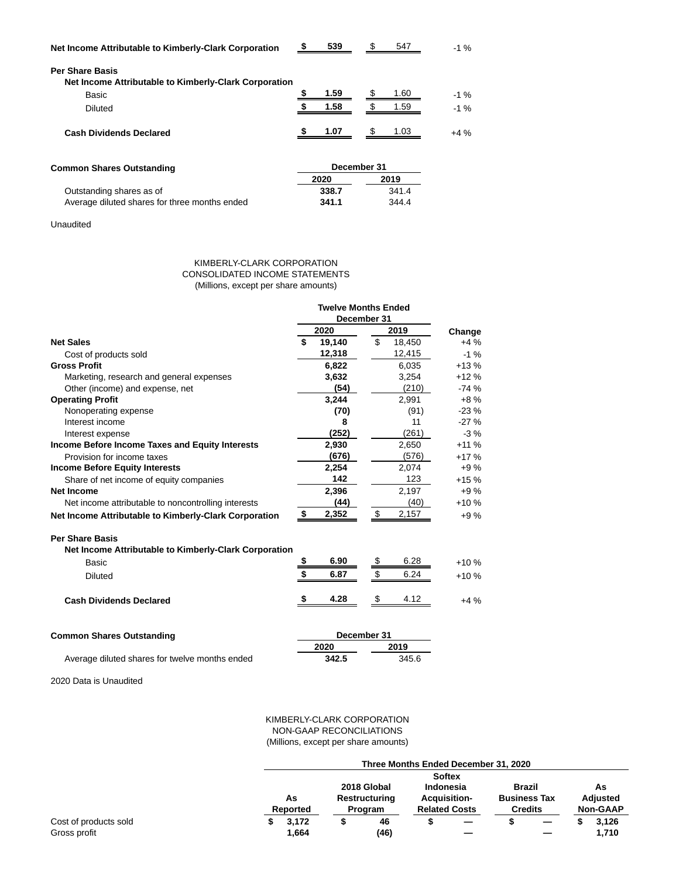| | 2020 | 2019 | |
|---|---|---|---|
| **Net Income Attributable to Kimberly-Clark Corporation** | **$ 539** | $ 547 | -1 % |
| **Per Share Basis** | | | |
| **Net Income Attributable to Kimberly-Clark Corporation** | | | |
| Basic | **$ 1.59** | $ 1.60 | -1 % |
| Diluted | **$ 1.58** | $ 1.59 | -1 % |
| **Cash Dividends Declared** | **$ 1.07** | $ 1.03 | +4 % |

| **Common Shares Outstanding** | December 31 | |
|---|---|---|
| | **2020** | **2019** |
| Outstanding shares as of | **338.7** | 341.4 |
| Average diluted shares for three months ended | **341.1** | 344.4 |

Unaudited

KIMBERLY-CLARK CORPORATION
CONSOLIDATED INCOME STATEMENTS
(Millions, except per share amounts)

| | Twelve Months Ended December 31 | | |
|---|---|---|---|
| | **2020** | **2019** | **Change** |
| **Net Sales** | **$ 19,140** | $ 18,450 | +4 % |
| Cost of products sold | **12,318** | 12,415 | -1 % |
| **Gross Profit** | **6,822** | 6,035 | +13 % |
| Marketing, research and general expenses | **3,632** | 3,254 | +12 % |
| Other (income) and expense, net | **(54)** | (210) | -74 % |
| **Operating Profit** | **3,244** | 2,991 | +8 % |
| Nonoperating expense | **(70)** | (91) | -23 % |
| Interest income | **8** | 11 | -27 % |
| Interest expense | **(252)** | (261) | -3 % |
| **Income Before Income Taxes and Equity Interests** | **2,930** | 2,650 | +11 % |
| Provision for income taxes | **(676)** | (576) | +17 % |
| **Income Before Equity Interests** | **2,254** | 2,074 | +9 % |
| Share of net income of equity companies | **142** | 123 | +15 % |
| **Net Income** | **2,396** | 2,197 | +9 % |
| Net income attributable to noncontrolling interests | **(44)** | (40) | +10 % |
| **Net Income Attributable to Kimberly-Clark Corporation** | **$ 2,352** | $ 2,157 | +9 % |
| **Per Share Basis** | | | |
| **Net Income Attributable to Kimberly-Clark Corporation** | | | |
| Basic | **$ 6.90** | $ 6.28 | +10 % |
| Diluted | **$ 6.87** | $ 6.24 | +10 % |
| **Cash Dividends Declared** | **$ 4.28** | $ 4.12 | +4 % |

| **Common Shares Outstanding** | December 31 | |
|---|---|---|
| | **2020** | **2019** |
| Average diluted shares for twelve months ended | **342.5** | 345.6 |

2020 Data is Unaudited

KIMBERLY-CLARK CORPORATION
NON-GAAP RECONCILIATIONS
(Millions, except per share amounts)

| | Three Months Ended December 31, 2020 | | | | |
|---|---|---|---|---|---|
| | **As Reported** | **2018 Global Restructuring Program** | **Softex Indonesia Acquisition-Related Costs** | **Brazil Business Tax Credits** | **As Adjusted Non-GAAP** |
| Cost of products sold | **$ 3,172** | **$ 46** | **$ —** | **$ —** | **$ 3,126** |
| Gross profit | **1,664** | **(46)** | **—** | **—** | **1,710** |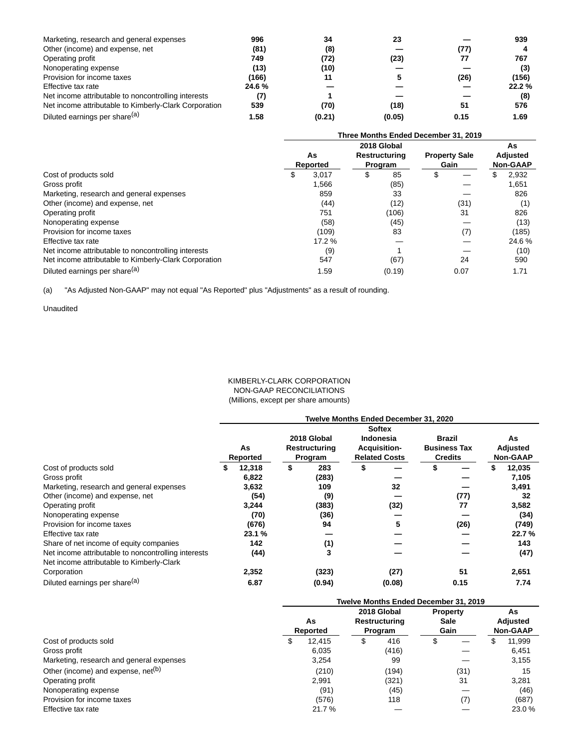| | | | | | |
|---|---|---|---|---|---|
| Marketing, research and general expenses | **996** | **34** | **23** | **—** | **939** |
| Other (income) and expense, net | **(81)** | **(8)** | **—** | **(77)** | **4** |
| Operating profit | **749** | **(72)** | **(23)** | **77** | **767** |
| Nonoperating expense | **(13)** | **(10)** | **—** | **—** | **(3)** |
| Provision for income taxes | **(166)** | **11** | **5** | **(26)** | **(156)** |
| Effective tax rate | **24.6 %** | **—** | **—** | **—** | **22.2 %** |
| Net income attributable to noncontrolling interests | **(7)** | **1** | **—** | **—** | **(8)** |
| Net income attributable to Kimberly-Clark Corporation | **539** | **(70)** | **(18)** | **51** | **576** |
| Diluted earnings per share[(a)] | **1.58** | **(0.21)** | **(0.05)** | **0.15** | **1.69** |

| | Three Months Ended December 31, 2019 | | | |
|---|---|---|---|---|
| | **As Reported** | **2018 Global Restructuring Program** | **Property Sale Gain** | **As Adjusted Non-GAAP** |
| Cost of products sold | $ 3,017 | $ 85 | $ — | $ 2,932 |
| Gross profit | 1,566 | (85) | — | 1,651 |
| Marketing, research and general expenses | 859 | 33 | — | 826 |
| Other (income) and expense, net | (44) | (12) | (31) | (1) |
| Operating profit | 751 | (106) | 31 | 826 |
| Nonoperating expense | (58) | (45) | — | (13) |
| Provision for income taxes | (109) | 83 | (7) | (185) |
| Effective tax rate | 17.2 % | — | — | 24.6 % |
| Net income attributable to noncontrolling interests | (9) | 1 | — | (10) |
| Net income attributable to Kimberly-Clark Corporation | 547 | (67) | 24 | 590 |
| Diluted earnings per share[(a)] | 1.59 | (0.19) | 0.07 | 1.71 |

(a) "As Adjusted Non-GAAP" may not equal "As Reported" plus "Adjustments" as a result of rounding.

Unaudited

KIMBERLY-CLARK CORPORATION
NON-GAAP RECONCILIATIONS
(Millions, except per share amounts)

| | Twelve Months Ended December 31, 2020 | | | | |
|---|---|---|---|---|---|
| | **As Reported** | **2018 Global Restructuring Program** | **Softex Indonesia Acquisition-Related Costs** | **Brazil Business Tax Credits** | **As Adjusted Non-GAAP** |
| Cost of products sold | **$ 12,318** | **$ 283** | **$ —** | **$ —** | **$ 12,035** |
| Gross profit | **6,822** | **(283)** | **—** | **—** | **7,105** |
| Marketing, research and general expenses | **3,632** | **109** | **32** | **—** | **3,491** |
| Other (income) and expense, net | **(54)** | **(9)** | **—** | **(77)** | **32** |
| Operating profit | **3,244** | **(383)** | **(32)** | **77** | **3,582** |
| Nonoperating expense | **(70)** | **(36)** | **—** | **—** | **(34)** |
| Provision for income taxes | **(676)** | **94** | **5** | **(26)** | **(749)** |
| Effective tax rate | **23.1 %** | **—** | **—** | **—** | **22.7 %** |
| Share of net income of equity companies | **142** | **(1)** | **—** | **—** | **143** |
| Net income attributable to noncontrolling interests | **(44)** | **3** | **—** | **—** | **(47)** |
| Net income attributable to Kimberly-Clark Corporation | **2,352** | **(323)** | **(27)** | **51** | **2,651** |
| Diluted earnings per share[(a)] | **6.87** | **(0.94)** | **(0.08)** | **0.15** | **7.74** |

| | Twelve Months Ended December 31, 2019 | | | |
|---|---|---|---|---|
| | **As Reported** | **2018 Global Restructuring Program** | **Property Sale Gain** | **As Adjusted Non-GAAP** |
| Cost of products sold | $ 12,415 | $ 416 | $ — | $ 11,999 |
| Gross profit | 6,035 | (416) | — | 6,451 |
| Marketing, research and general expenses | 3,254 | 99 | — | 3,155 |
| Other (income) and expense, net[(b)] | (210) | (194) | (31) | 15 |
| Operating profit | 2,991 | (321) | 31 | 3,281 |
| Nonoperating expense | (91) | (45) | — | (46) |
| Provision for income taxes | (576) | 118 | (7) | (687) |
| Effective tax rate | 21.7 % | — | — | 23.0 % |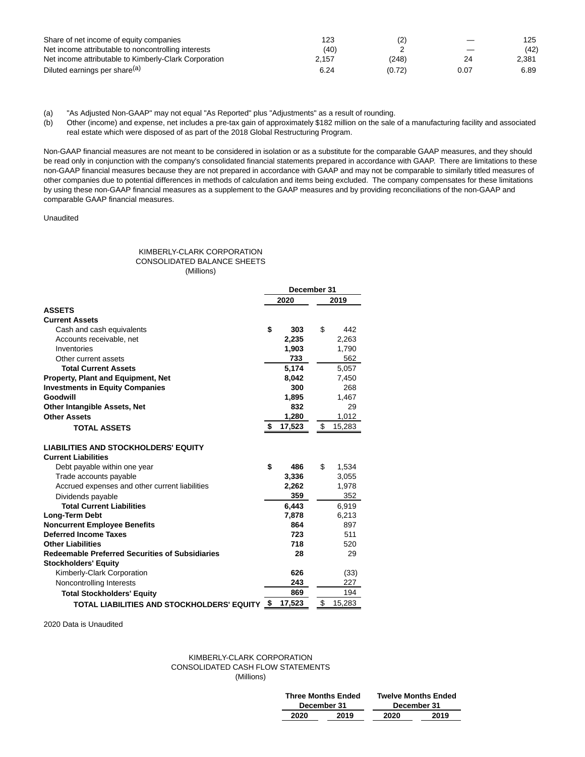| | | | | |
|---|---|---|---|---|
| Share of net income of equity companies | 123 | (2) | — | 125 |
| Net income attributable to noncontrolling interests | (40) | 2 | — | (42) |
| Net income attributable to Kimberly-Clark Corporation | 2,157 | (248) | 24 | 2,381 |
| Diluted earnings per share[(a)] | 6.24 | (0.72) | 0.07 | 6.89 |

(a) "As Adjusted Non-GAAP" may not equal "As Reported" plus "Adjustments" as a result of rounding.

(b) Other (income) and expense, net includes a pre-tax gain of approximately $182 million on the sale of a manufacturing facility and associated real estate which were disposed of as part of the 2018 Global Restructuring Program.

Non-GAAP financial measures are not meant to be considered in isolation or as a substitute for the comparable GAAP measures, and they should be read only in conjunction with the company's consolidated financial statements prepared in accordance with GAAP. There are limitations to these non-GAAP financial measures because they are not prepared in accordance with GAAP and may not be comparable to similarly titled measures of other companies due to potential differences in methods of calculation and items being excluded. The company compensates for these limitations by using these non-GAAP financial measures as a supplement to the GAAP measures and by providing reconciliations of the non-GAAP and comparable GAAP financial measures.

Unaudited

KIMBERLY-CLARK CORPORATION
CONSOLIDATED BALANCE SHEETS
(Millions)

| | December 31 | |
|---|---|---|
| | **2020** | **2019** |
| **ASSETS** | | |
| **Current Assets** | | |
| Cash and cash equivalents | **$ 303** | $ 442 |
| Accounts receivable, net | **2,235** | 2,263 |
| Inventories | **1,903** | 1,790 |
| Other current assets | **733** | 562 |
| **Total Current Assets** | **5,174** | 5,057 |
| **Property, Plant and Equipment, Net** | **8,042** | 7,450 |
| **Investments in Equity Companies** | **300** | 268 |
| **Goodwill** | **1,895** | 1,467 |
| **Other Intangible Assets, Net** | **832** | 29 |
| **Other Assets** | **1,280** | 1,012 |
| **TOTAL ASSETS** | **$ 17,523** | $ 15,283 |
| | | |
| **LIABILITIES AND STOCKHOLDERS' EQUITY** | | |
| **Current Liabilities** | | |
| Debt payable within one year | **$ 486** | $ 1,534 |
| Trade accounts payable | **3,336** | 3,055 |
| Accrued expenses and other current liabilities | **2,262** | 1,978 |
| Dividends payable | **359** | 352 |
| **Total Current Liabilities** | **6,443** | 6,919 |
| **Long-Term Debt** | **7,878** | 6,213 |
| **Noncurrent Employee Benefits** | **864** | 897 |
| **Deferred Income Taxes** | **723** | 511 |
| **Other Liabilities** | **718** | 520 |
| **Redeemable Preferred Securities of Subsidiaries** | **28** | 29 |
| **Stockholders' Equity** | | |
| Kimberly-Clark Corporation | **626** | (33) |
| Noncontrolling Interests | **243** | 227 |
| **Total Stockholders' Equity** | **869** | 194 |
| **TOTAL LIABILITIES AND STOCKHOLDERS' EQUITY** | **$ 17,523** | $ 15,283 |

2020 Data is Unaudited

KIMBERLY-CLARK CORPORATION
CONSOLIDATED CASH FLOW STATEMENTS
(Millions)

| | Three Months Ended December 31 | | Twelve Months Ended December 31 | |
|---|---|---|---|---|
| | **2020** | **2019** | **2020** | **2019** |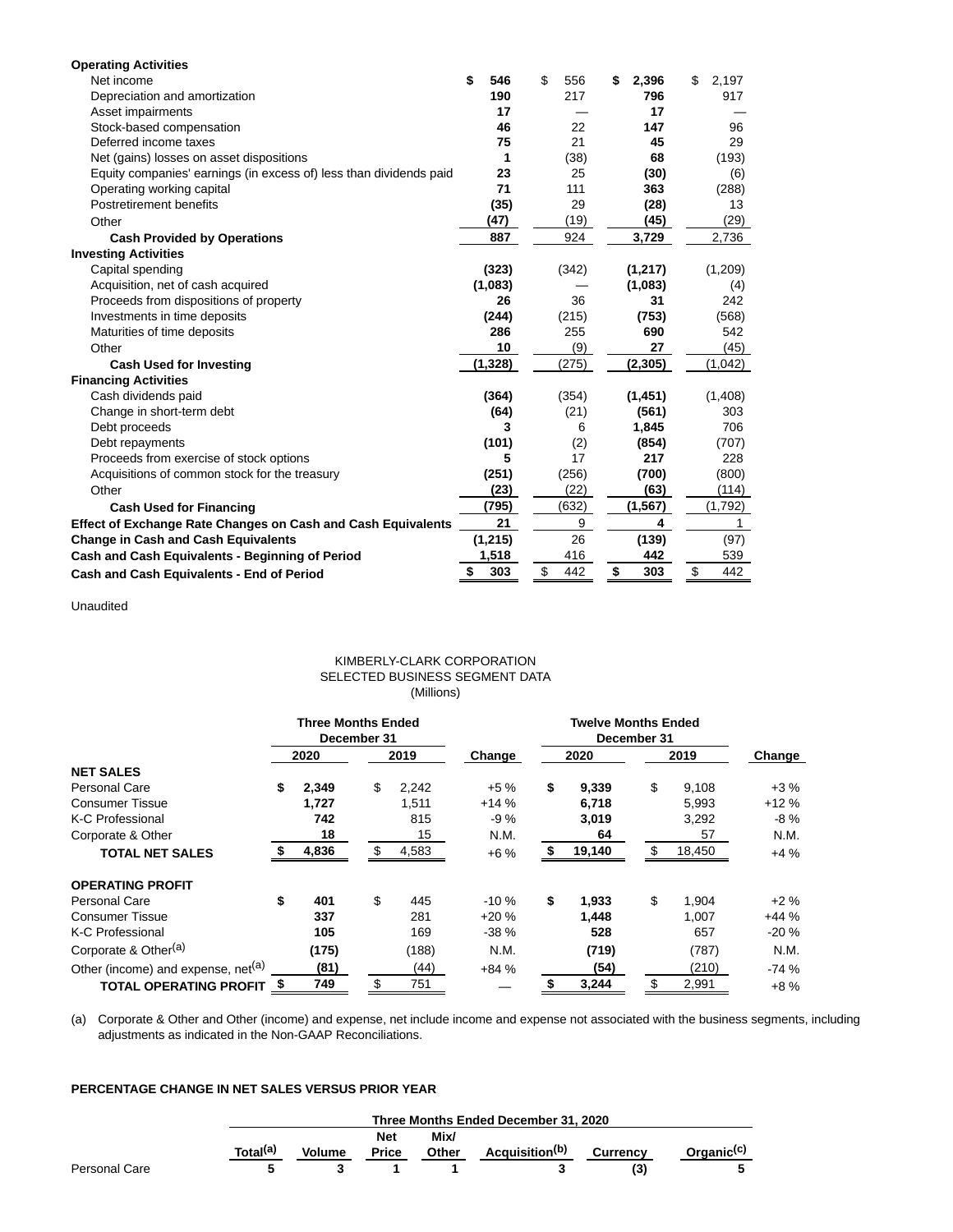| | | | | |
|---|---|---|---|---|
| **Operating Activities** | | | | |
| Net income | **$ 546** | $ 556 | **$ 2,396** | $ 2,197 |
| Depreciation and amortization | **190** | 217 | **796** | 917 |
| Asset impairments | **17** | — | **17** | — |
| Stock-based compensation | **46** | 22 | **147** | 96 |
| Deferred income taxes | **75** | 21 | **45** | 29 |
| Net (gains) losses on asset dispositions | **1** | (38) | **68** | (193) |
| Equity companies' earnings (in excess of) less than dividends paid | **23** | 25 | **(30)** | (6) |
| Operating working capital | **71** | 111 | **363** | (288) |
| Postretirement benefits | **(35)** | 29 | **(28)** | 13 |
| Other | **(47)** | (19) | **(45)** | (29) |
| **Cash Provided by Operations** | **887** | 924 | **3,729** | 2,736 |
| **Investing Activities** | | | | |
| Capital spending | **(323)** | (342) | **(1,217)** | (1,209) |
| Acquisition, net of cash acquired | **(1,083)** | — | **(1,083)** | (4) |
| Proceeds from dispositions of property | **26** | 36 | **31** | 242 |
| Investments in time deposits | **(244)** | (215) | **(753)** | (568) |
| Maturities of time deposits | **286** | 255 | **690** | 542 |
| Other | **10** | (9) | **27** | (45) |
| **Cash Used for Investing** | **(1,328)** | (275) | **(2,305)** | (1,042) |
| **Financing Activities** | | | | |
| Cash dividends paid | **(364)** | (354) | **(1,451)** | (1,408) |
| Change in short-term debt | **(64)** | (21) | **(561)** | 303 |
| Debt proceeds | **3** | 6 | **1,845** | 706 |
| Debt repayments | **(101)** | (2) | **(854)** | (707) |
| Proceeds from exercise of stock options | **5** | 17 | **217** | 228 |
| Acquisitions of common stock for the treasury | **(251)** | (256) | **(700)** | (800) |
| Other | **(23)** | (22) | **(63)** | (114) |
| **Cash Used for Financing** | **(795)** | (632) | **(1,567)** | (1,792) |
| **Effect of Exchange Rate Changes on Cash and Cash Equivalents** | **21** | 9 | **4** | 1 |
| **Change in Cash and Cash Equivalents** | **(1,215)** | 26 | **(139)** | (97) |
| **Cash and Cash Equivalents - Beginning of Period** | **1,518** | 416 | **442** | 539 |
| **Cash and Cash Equivalents - End of Period** | **$ 303** | $ 442 | **$ 303** | $ 442 |

Unaudited

KIMBERLY-CLARK CORPORATION
SELECTED BUSINESS SEGMENT DATA
(Millions)

| | Three Months Ended December 31 | | | Twelve Months Ended December 31 | | |
|---|---|---|---|---|---|---|
| | **2020** | **2019** | **Change** | **2020** | **2019** | **Change** |
| **NET SALES** | | | | | | |
| Personal Care | **$ 2,349** | $ 2,242 | +5 % | **$ 9,339** | $ 9,108 | +3 % |
| Consumer Tissue | **1,727** | 1,511 | +14 % | **6,718** | 5,993 | +12 % |
| K-C Professional | **742** | 815 | -9 % | **3,019** | 3,292 | -8 % |
| Corporate & Other | **18** | 15 | N.M. | **64** | 57 | N.M. |
| **TOTAL NET SALES** | **$ 4,836** | $ 4,583 | +6 % | **$ 19,140** | $ 18,450 | +4 % |
| **OPERATING PROFIT** | | | | | | |
| Personal Care | **$ 401** | $ 445 | -10 % | **$ 1,933** | $ 1,904 | +2 % |
| Consumer Tissue | **337** | 281 | +20 % | **1,448** | 1,007 | +44 % |
| K-C Professional | **105** | 169 | -38 % | **528** | 657 | -20 % |
| Corporate & Other[(a)] | **(175)** | (188) | N.M. | **(719)** | (787) | N.M. |
| Other (income) and expense, net[(a)] | **(81)** | (44) | +84 % | **(54)** | (210) | -74 % |
| **TOTAL OPERATING PROFIT** | **$ 749** | $ 751 | — | **$ 3,244** | $ 2,991 | +8 % |

(a) Corporate & Other and Other (income) and expense, net include income and expense not associated with the business segments, including adjustments as indicated in the Non-GAAP Reconciliations.

**PERCENTAGE CHANGE IN NET SALES VERSUS PRIOR YEAR**

| | Three Months Ended December 31, 2020 | | | | | | |
|---|---|---|---|---|---|---|---|
| | **Total[(a)]** | **Volume** | **Net Price** | **Mix/ Other** | **Acquisition[(b)]** | **Currency** | **Organic[(c)]** |
| Personal Care | **5** | **3** | **1** | **1** | **3** | **(3)** | **5** |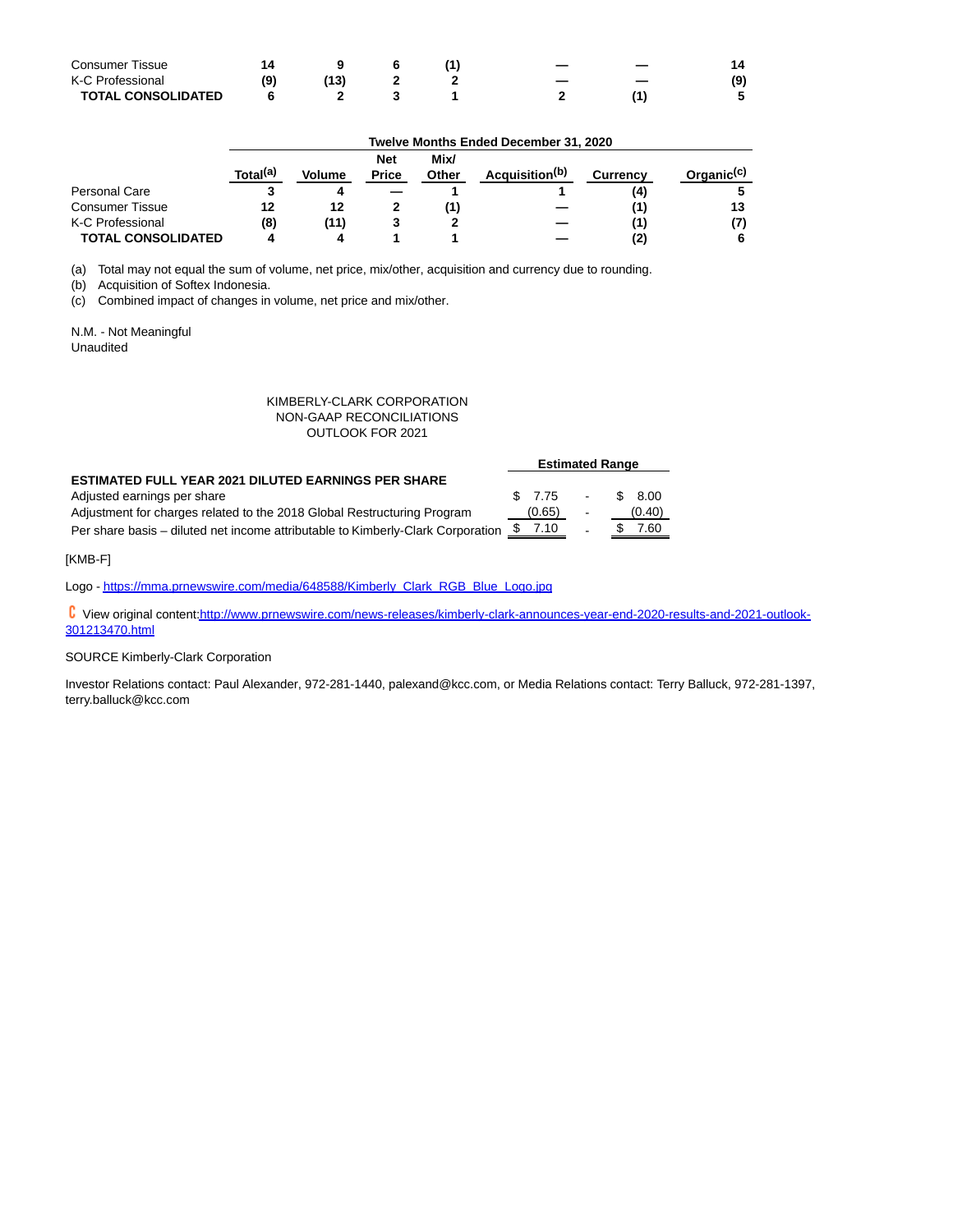| | Total | Volume | Net Price | Mix/Other | Acquisition | Currency | Organic |
|---|---|---|---|---|---|---|---|
| Consumer Tissue | **14** | **9** | **6** | **(1)** | **—** | **—** | **14** |
| K-C Professional | **(9)** | **(13)** | **2** | **2** | **—** | **—** | **(9)** |
| **TOTAL CONSOLIDATED** | **6** | **2** | **3** | **1** | **2** | **(1)** | **5** |

| | Twelve Months Ended December 31, 2020 | | | | | | |
|---|---|---|---|---|---|---|---|
| | **Total[(a)]** | **Volume** | **Net Price** | **Mix/ Other** | **Acquisition[(b)]** | **Currency** | **Organic[(c)]** |
| Personal Care | **3** | **4** | **—** | **1** | **1** | **(4)** | **5** |
| Consumer Tissue | **12** | **12** | **2** | **(1)** | **—** | **(1)** | **13** |
| K-C Professional | **(8)** | **(11)** | **3** | **2** | **—** | **(1)** | **(7)** |
| **TOTAL CONSOLIDATED** | **4** | **4** | **1** | **1** | **—** | **(2)** | **6** |

(a) Total may not equal the sum of volume, net price, mix/other, acquisition and currency due to rounding.
(b) Acquisition of Softex Indonesia.
(c) Combined impact of changes in volume, net price and mix/other.

N.M. - Not Meaningful
Unaudited

KIMBERLY-CLARK CORPORATION
NON-GAAP RECONCILIATIONS
OUTLOOK FOR 2021

| | Estimated Range | | |
|---|---|---|---|
| **ESTIMATED FULL YEAR 2021 DILUTED EARNINGS PER SHARE** | | | |
| Adjusted earnings per share | $ 7.75 | - | $ 8.00 |
| Adjustment for charges related to the 2018 Global Restructuring Program | (0.65) | - | (0.40) |
| Per share basis – diluted net income attributable to Kimberly-Clark Corporation | $ 7.10 | - | $ 7.60 |

[KMB-F]

Logo - https://mma.prnewswire.com/media/648588/Kimberly_Clark_RGB_Blue_Logo.jpg

View original content:http://www.prnewswire.com/news-releases/kimberly-clark-announces-year-end-2020-results-and-2021-outlook-301213470.html

SOURCE Kimberly-Clark Corporation

Investor Relations contact: Paul Alexander, 972-281-1440, palexand@kcc.com, or Media Relations contact: Terry Balluck, 972-281-1397, terry.balluck@kcc.com